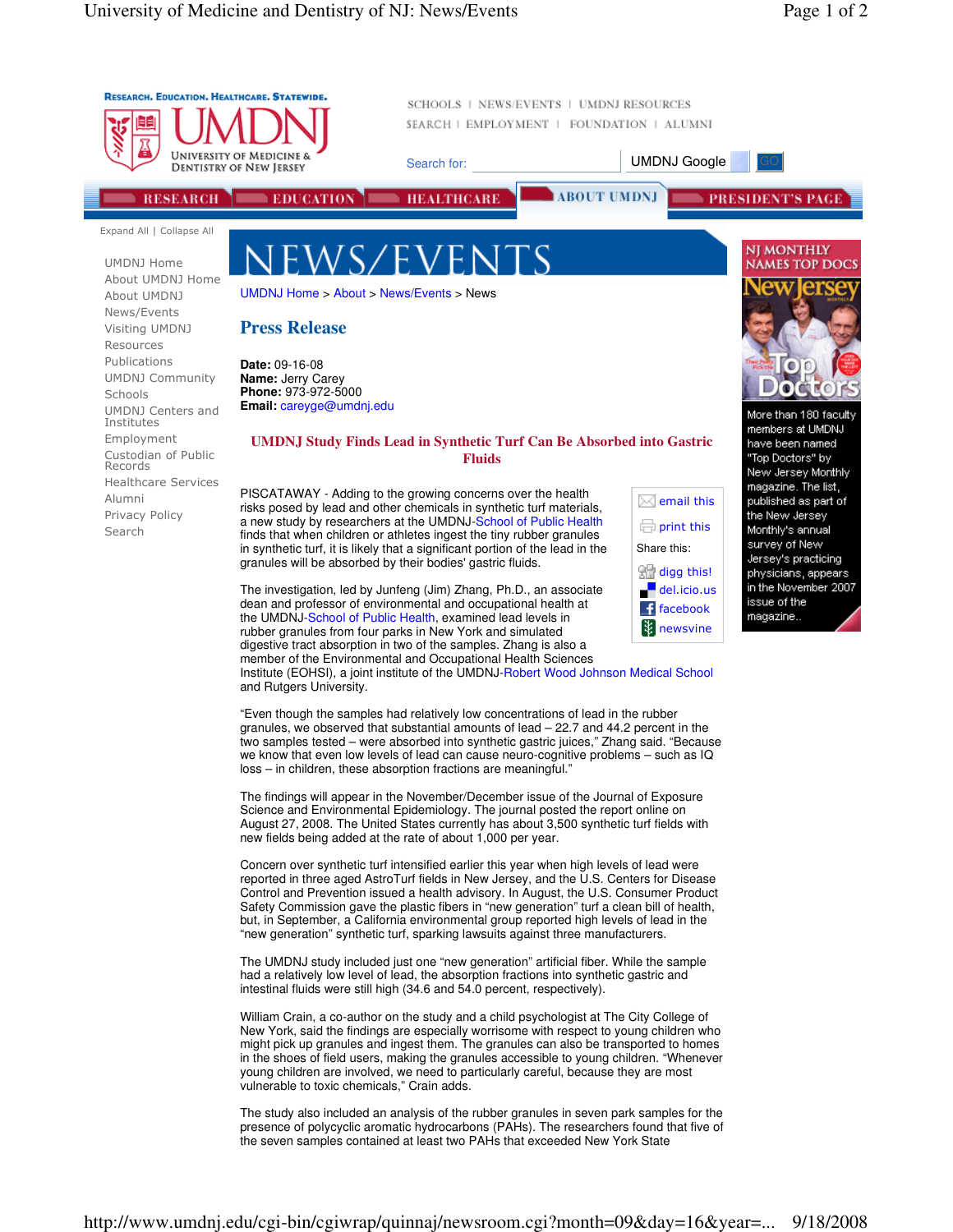RESEARCH. EDUCATION. HEALTHCARE. STATEWIDE.

UMDNJ

UNIVERSITY OF MEDICINE & DENTISTRY OF NEW JERSEY

SCHOOLS | NEWS/EVENTS | UMDNJ RESOURCES
SEARCH | EMPLOYMENT | FOUNDATION | ALUMNI

Search for: UMDNJ Google GO

RESEARCH | EDUCATION | HEALTHCARE | ABOUT UMDNJ | PRESIDENT'S PAGE

Expand All | Collapse All

- UMDNJ Home
- About UMDNJ Home
- About UMDNJ
- News/Events
- Visiting UMDNJ
- Resources
- Publications
- UMDNJ Community
- Schools
- UMDNJ Centers and Institutes
- Employment
- Custodian of Public Records
- Healthcare Services
- Alumni
- Privacy Policy
- Search

# NEWS/EVENTS

UMDNJ Home > About > News/Events > News

## Press Release

**Date:** 09-16-08
**Name:** Jerry Carey
**Phone:** 973-972-5000
**Email:** careyge@umdnj.edu

### UMDNJ Study Finds Lead in Synthetic Turf Can Be Absorbed into Gastric Fluids

email this
print this
Share this:
digg this!
del.icio.us
facebook
newsvine

PISCATAWAY - Adding to the growing concerns over the health risks posed by lead and other chemicals in synthetic turf materials, a new study by researchers at the UMDNJ-School of Public Health finds that when children or athletes ingest the tiny rubber granules in synthetic turf, it is likely that a significant portion of the lead in the granules will be absorbed by their bodies' gastric fluids.

The investigation, led by Junfeng (Jim) Zhang, Ph.D., an associate dean and professor of environmental and occupational health at the UMDNJ-School of Public Health, examined lead levels in rubber granules from four parks in New York and simulated digestive tract absorption in two of the samples. Zhang is also a member of the Environmental and Occupational Health Sciences Institute (EOHSI), a joint institute of the UMDNJ-Robert Wood Johnson Medical School and Rutgers University.

“Even though the samples had relatively low concentrations of lead in the rubber granules, we observed that substantial amounts of lead – 22.7 and 44.2 percent in the two samples tested – were absorbed into synthetic gastric juices,” Zhang said. “Because we know that even low levels of lead can cause neuro-cognitive problems – such as IQ loss – in children, these absorption fractions are meaningful.”

The findings will appear in the November/December issue of the Journal of Exposure Science and Environmental Epidemiology. The journal posted the report online on August 27, 2008. The United States currently has about 3,500 synthetic turf fields with new fields being added at the rate of about 1,000 per year.

Concern over synthetic turf intensified earlier this year when high levels of lead were reported in three aged AstroTurf fields in New Jersey, and the U.S. Centers for Disease Control and Prevention issued a health advisory. In August, the U.S. Consumer Product Safety Commission gave the plastic fibers in “new generation” turf a clean bill of health, but, in September, a California environmental group reported high levels of lead in the “new generation” synthetic turf, sparking lawsuits against three manufacturers.

The UMDNJ study included just one “new generation” artificial fiber. While the sample had a relatively low level of lead, the absorption fractions into synthetic gastric and intestinal fluids were still high (34.6 and 54.0 percent, respectively).

William Crain, a co-author on the study and a child psychologist at The City College of New York, said the findings are especially worrisome with respect to young children who might pick up granules and ingest them. The granules can also be transported to homes in the shoes of field users, making the granules accessible to young children. “Whenever young children are involved, we need to particularly careful, because they are most vulnerable to toxic chemicals,” Crain adds.

The study also included an analysis of the rubber granules in seven park samples for the presence of polycyclic aromatic hydrocarbons (PAHs). The researchers found that five of the seven samples contained at least two PAHs that exceeded New York State

NJ MONTHLY NAMES TOP DOCS

More than 180 faculty members at UMDNJ have been named "Top Doctors" by New Jersey Monthly magazine. The list, published as part of the New Jersey Monthly's annual survey of New Jersey's practicing physicians, appears in the November 2007 issue of the magazine..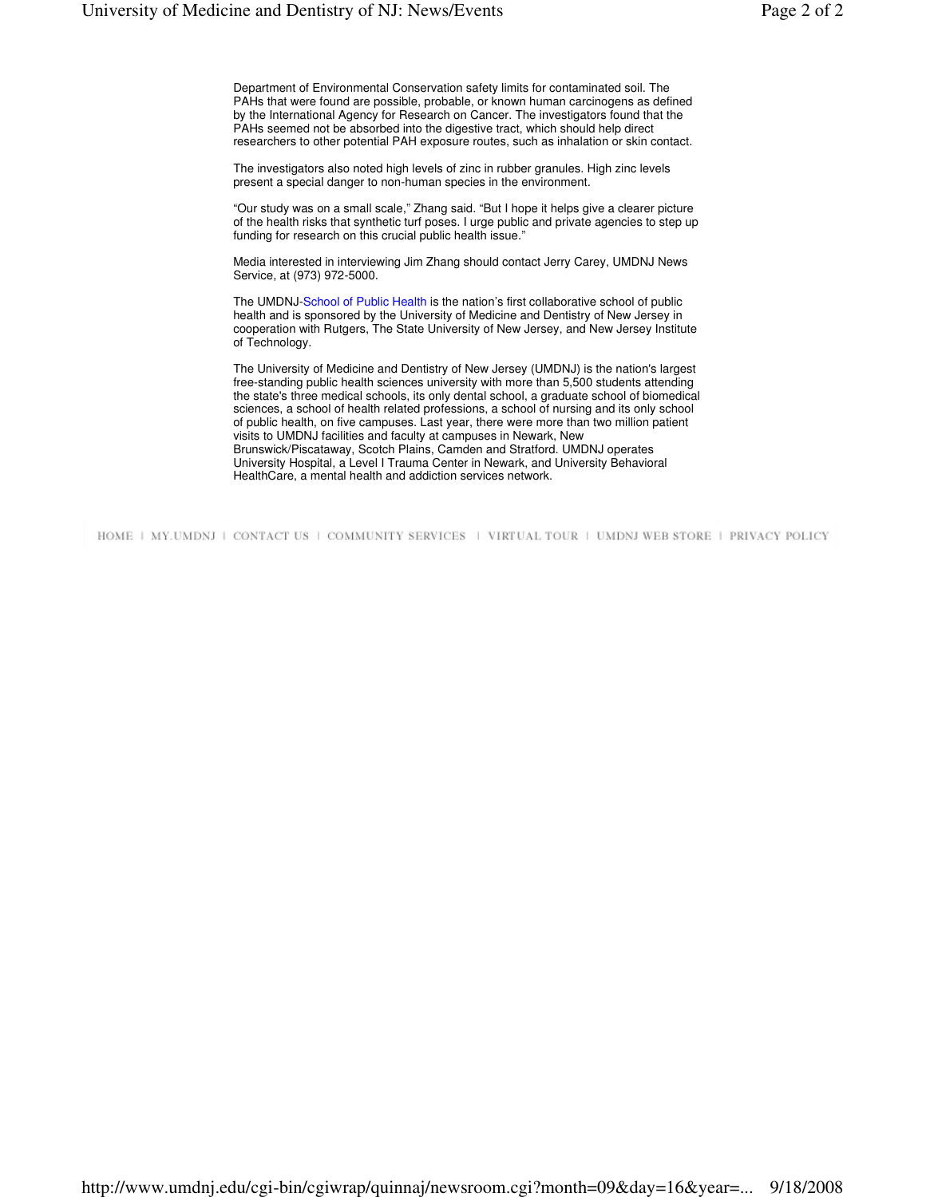Department of Environmental Conservation safety limits for contaminated soil. The PAHs that were found are possible, probable, or known human carcinogens as defined by the International Agency for Research on Cancer. The investigators found that the PAHs seemed not be absorbed into the digestive tract, which should help direct researchers to other potential PAH exposure routes, such as inhalation or skin contact.

The investigators also noted high levels of zinc in rubber granules. High zinc levels present a special danger to non-human species in the environment.

“Our study was on a small scale,” Zhang said. “But I hope it helps give a clearer picture of the health risks that synthetic turf poses. I urge public and private agencies to step up funding for research on this crucial public health issue.”

Media interested in interviewing Jim Zhang should contact Jerry Carey, UMDNJ News Service, at (973) 972-5000.

The UMDNJ-School of Public Health is the nation’s first collaborative school of public health and is sponsored by the University of Medicine and Dentistry of New Jersey in cooperation with Rutgers, The State University of New Jersey, and New Jersey Institute of Technology.

The University of Medicine and Dentistry of New Jersey (UMDNJ) is the nation's largest free-standing public health sciences university with more than 5,500 students attending the state's three medical schools, its only dental school, a graduate school of biomedical sciences, a school of health related professions, a school of nursing and its only school of public health, on five campuses. Last year, there were more than two million patient visits to UMDNJ facilities and faculty at campuses in Newark, New Brunswick/Piscataway, Scotch Plains, Camden and Stratford. UMDNJ operates University Hospital, a Level I Trauma Center in Newark, and University Behavioral HealthCare, a mental health and addiction services network.

HOME | MY.UMDNJ | CONTACT US | COMMUNITY SERVICES | VIRTUAL TOUR | UMDNJ WEB STORE | PRIVACY POLICY